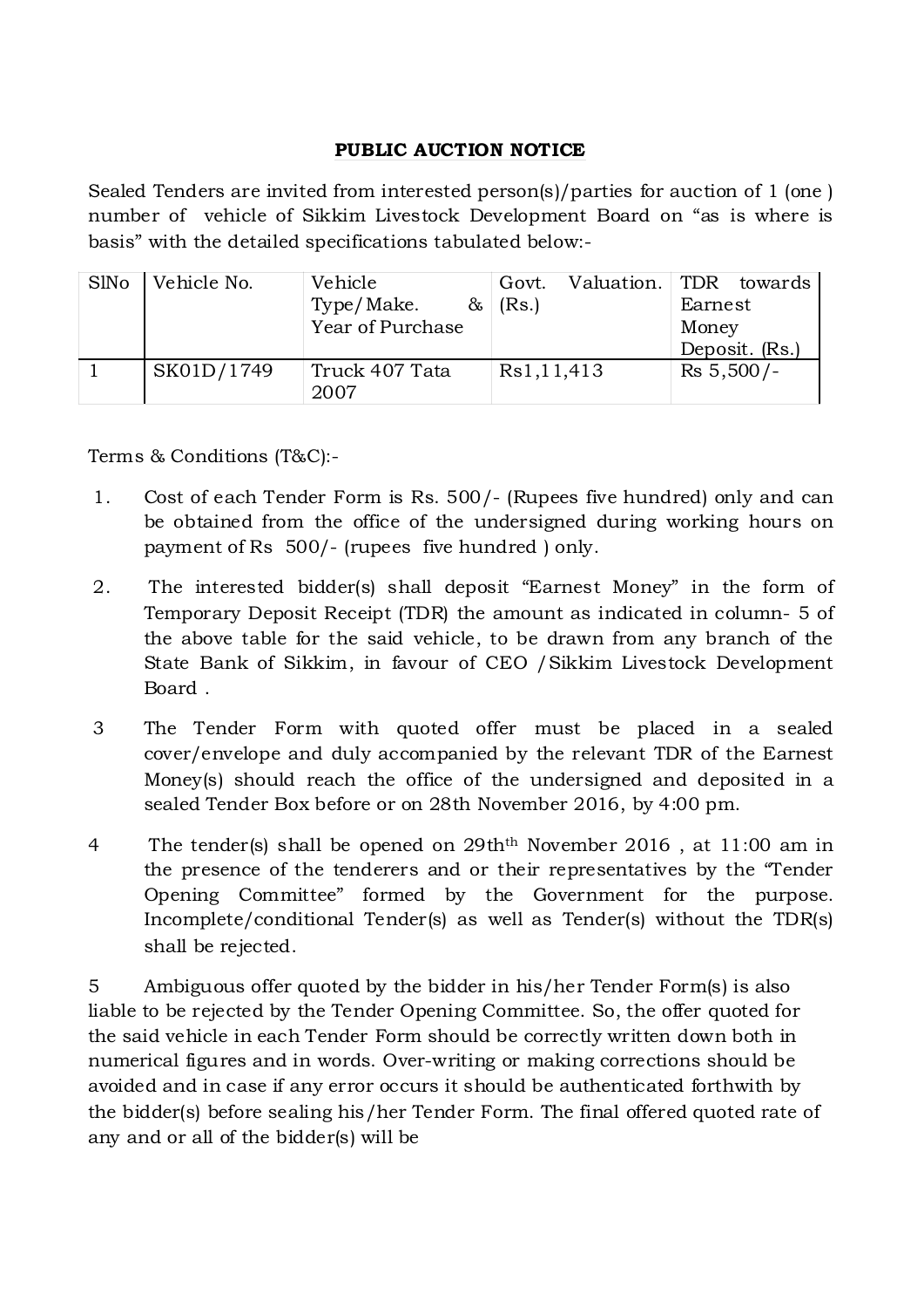**PUBLIC AUCTION NOTICE**

Sealed Tenders are invited from interested person(s)/parties for auction of 1 (one ) number of vehicle of Sikkim Livestock Development Board on "as is where is basis" with the detailed specifications tabulated below:-

| SlNo | Vehicle No. | Vehicle Type/Make. & Year of Purchase | Govt. Valuation. (Rs.) | TDR towards Earnest Money Deposit. (Rs.) |
|---|---|---|---|---|
| 1 | SK01D/1749 | Truck 407 Tata 2007 | Rs1,11,413 | Rs 5,500/- |

Terms & Conditions (T&C):-

1. Cost of each Tender Form is Rs. 500/- (Rupees five hundred) only and can be obtained from the office of the undersigned during working hours on payment of Rs 500/- (rupees five hundred ) only.

2. The interested bidder(s) shall deposit "Earnest Money" in the form of Temporary Deposit Receipt (TDR) the amount as indicated in column- 5 of the above table for the said vehicle, to be drawn from any branch of the State Bank of Sikkim, in favour of CEO /Sikkim Livestock Development Board .

3 The Tender Form with quoted offer must be placed in a sealed cover/envelope and duly accompanied by the relevant TDR of the Earnest Money(s) should reach the office of the undersigned and deposited in a sealed Tender Box before or on 28th November 2016, by 4:00 pm.

4 The tender(s) shall be opened on 29th November 2016 , at 11:00 am in the presence of the tenderers and or their representatives by the "Tender Opening Committee" formed by the Government for the purpose. Incomplete/conditional Tender(s) as well as Tender(s) without the TDR(s) shall be rejected.

5 Ambiguous offer quoted by the bidder in his/her Tender Form(s) is also liable to be rejected by the Tender Opening Committee. So, the offer quoted for the said vehicle in each Tender Form should be correctly written down both in numerical figures and in words. Over-writing or making corrections should be avoided and in case if any error occurs it should be authenticated forthwith by the bidder(s) before sealing his/her Tender Form. The final offered quoted rate of any and or all of the bidder(s) will be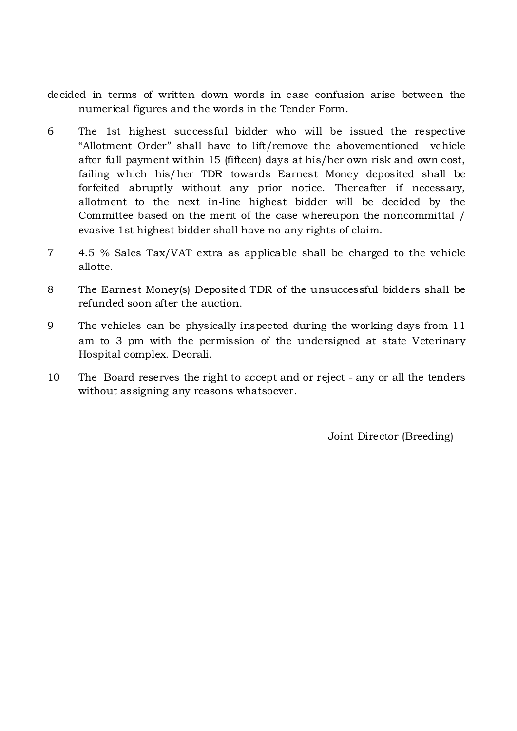decided in terms of written down words in case confusion arise between the numerical figures and the words in the Tender Form.

6 The 1st highest successful bidder who will be issued the respective "Allotment Order" shall have to lift/remove the abovementioned vehicle after full payment within 15 (fifteen) days at his/her own risk and own cost, failing which his/her TDR towards Earnest Money deposited shall be forfeited abruptly without any prior notice. Thereafter if necessary, allotment to the next in-line highest bidder will be decided by the Committee based on the merit of the case whereupon the noncommittal / evasive 1st highest bidder shall have no any rights of claim.

7 4.5 % Sales Tax/VAT extra as applicable shall be charged to the vehicle allotte.

8 The Earnest Money(s) Deposited TDR of the unsuccessful bidders shall be refunded soon after the auction.

9 The vehicles can be physically inspected during the working days from 11 am to 3 pm with the permission of the undersigned at state Veterinary Hospital complex. Deorali.

10 The Board reserves the right to accept and or reject - any or all the tenders without assigning any reasons whatsoever.

Joint Director (Breeding)